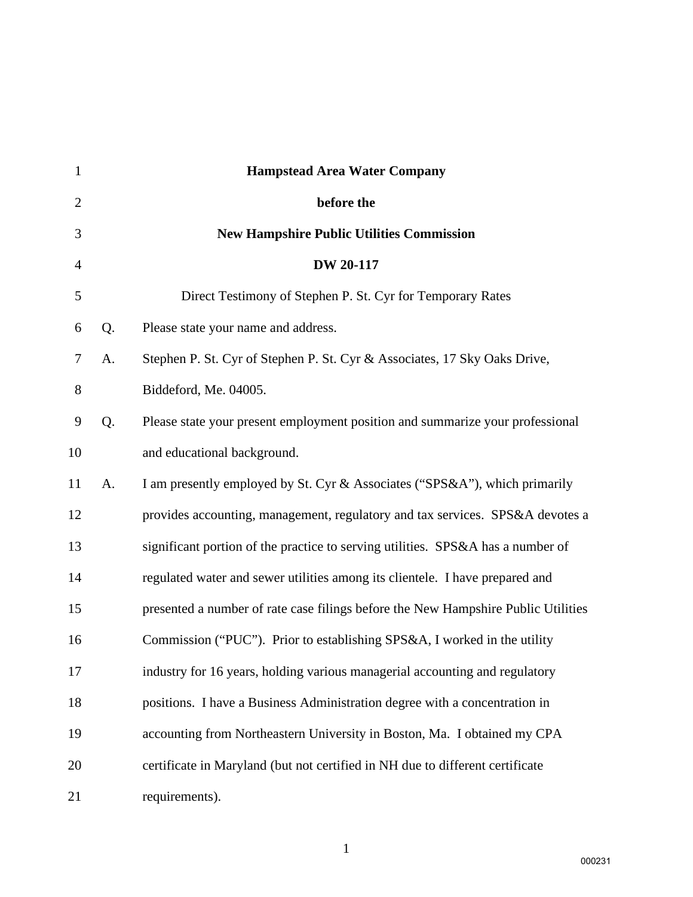**Hampstead Area Water Company**

**before the**

**New Hampshire Public Utilities Commission**

**DW 20-117**

Direct Testimony of Stephen P. St. Cyr for Temporary Rates

Q. Please state your name and address.

A. Stephen P. St. Cyr of Stephen P. St. Cyr & Associates, 17 Sky Oaks Drive, Biddeford, Me. 04005.

Q. Please state your present employment position and summarize your professional and educational background.

A. I am presently employed by St. Cyr & Associates ("SPS&A"), which primarily provides accounting, management, regulatory and tax services. SPS&A devotes a significant portion of the practice to serving utilities. SPS&A has a number of regulated water and sewer utilities among its clientele. I have prepared and presented a number of rate case filings before the New Hampshire Public Utilities Commission ("PUC"). Prior to establishing SPS&A, I worked in the utility industry for 16 years, holding various managerial accounting and regulatory positions. I have a Business Administration degree with a concentration in accounting from Northeastern University in Boston, Ma. I obtained my CPA certificate in Maryland (but not certified in NH due to different certificate requirements).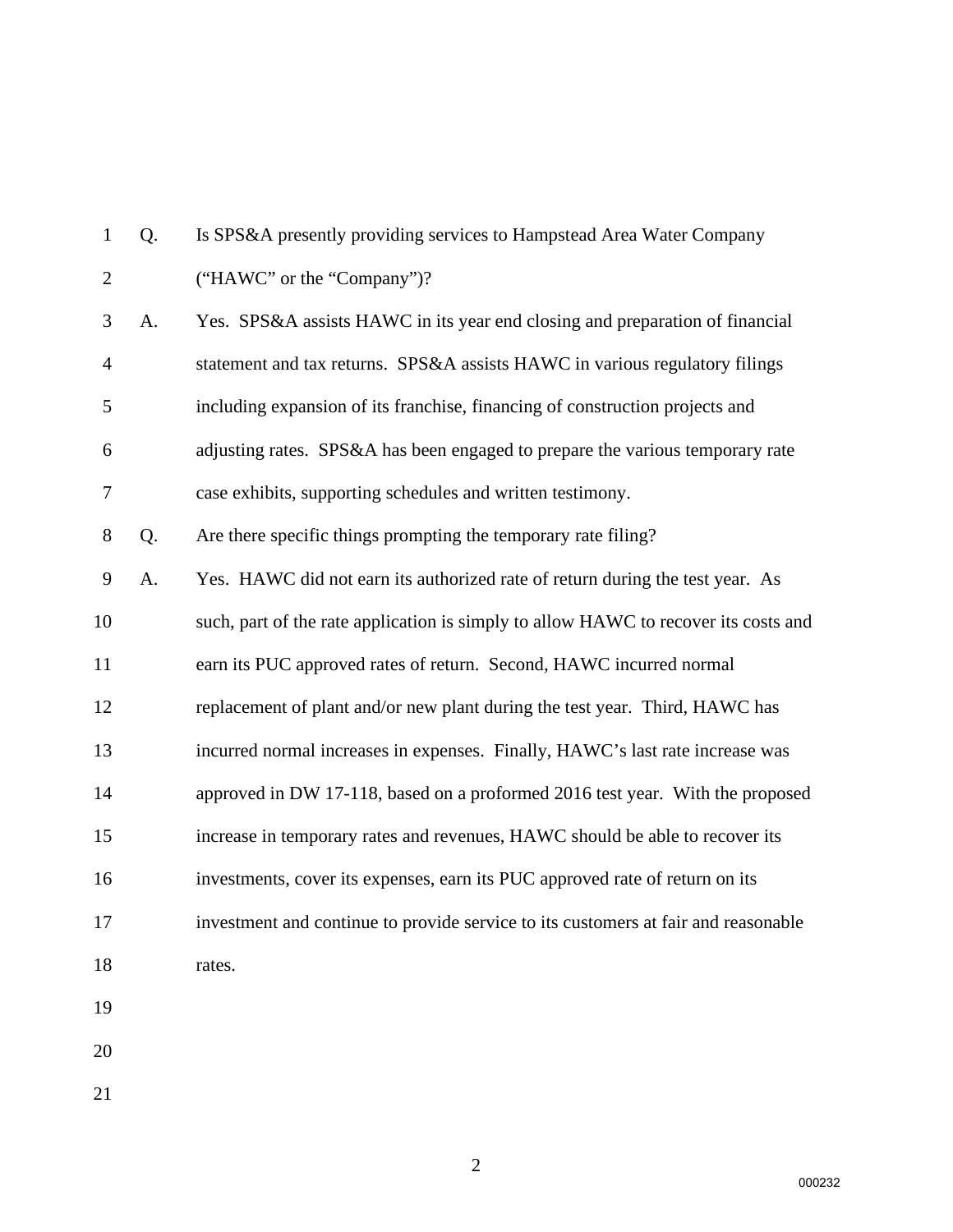Q. Is SPS&A presently providing services to Hampstead Area Water Company ("HAWC" or the "Company")?

A. Yes. SPS&A assists HAWC in its year end closing and preparation of financial statement and tax returns. SPS&A assists HAWC in various regulatory filings including expansion of its franchise, financing of construction projects and adjusting rates. SPS&A has been engaged to prepare the various temporary rate case exhibits, supporting schedules and written testimony.

Q. Are there specific things prompting the temporary rate filing?

A. Yes. HAWC did not earn its authorized rate of return during the test year. As such, part of the rate application is simply to allow HAWC to recover its costs and earn its PUC approved rates of return. Second, HAWC incurred normal replacement of plant and/or new plant during the test year. Third, HAWC has incurred normal increases in expenses. Finally, HAWC's last rate increase was approved in DW 17-118, based on a proformed 2016 test year. With the proposed increase in temporary rates and revenues, HAWC should be able to recover its investments, cover its expenses, earn its PUC approved rate of return on its investment and continue to provide service to its customers at fair and reasonable rates.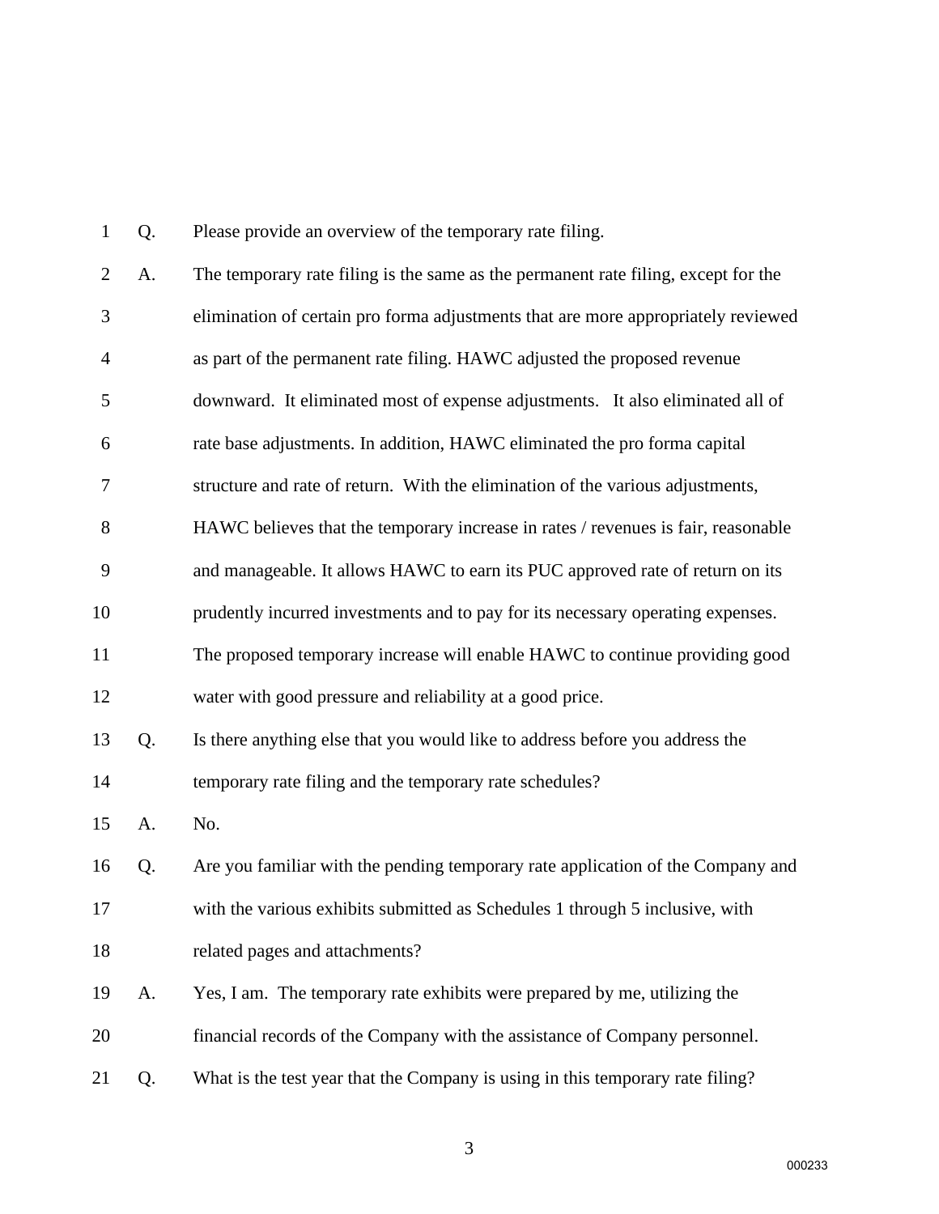Q. Please provide an overview of the temporary rate filing.

A. The temporary rate filing is the same as the permanent rate filing, except for the elimination of certain pro forma adjustments that are more appropriately reviewed as part of the permanent rate filing. HAWC adjusted the proposed revenue downward. It eliminated most of expense adjustments. It also eliminated all of rate base adjustments. In addition, HAWC eliminated the pro forma capital structure and rate of return. With the elimination of the various adjustments, HAWC believes that the temporary increase in rates / revenues is fair, reasonable and manageable. It allows HAWC to earn its PUC approved rate of return on its prudently incurred investments and to pay for its necessary operating expenses. The proposed temporary increase will enable HAWC to continue providing good water with good pressure and reliability at a good price.

Q. Is there anything else that you would like to address before you address the temporary rate filing and the temporary rate schedules?

A. No.

Q. Are you familiar with the pending temporary rate application of the Company and with the various exhibits submitted as Schedules 1 through 5 inclusive, with related pages and attachments?

A. Yes, I am. The temporary rate exhibits were prepared by me, utilizing the financial records of the Company with the assistance of Company personnel.

Q. What is the test year that the Company is using in this temporary rate filing?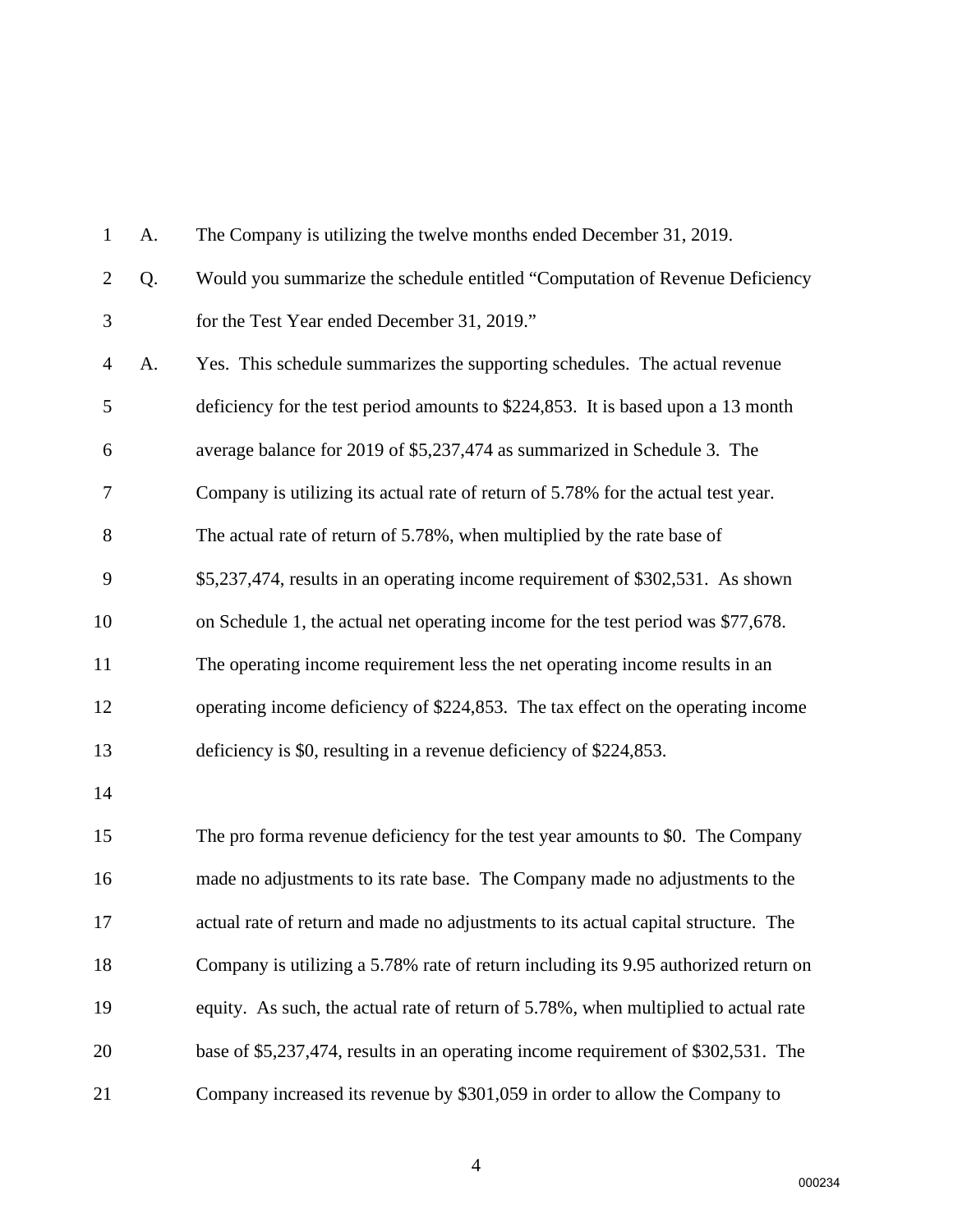A. The Company is utilizing the twelve months ended December 31, 2019.

Q. Would you summarize the schedule entitled "Computation of Revenue Deficiency for the Test Year ended December 31, 2019."

A. Yes. This schedule summarizes the supporting schedules. The actual revenue deficiency for the test period amounts to $224,853. It is based upon a 13 month average balance for 2019 of $5,237,474 as summarized in Schedule 3. The Company is utilizing its actual rate of return of 5.78% for the actual test year. The actual rate of return of 5.78%, when multiplied by the rate base of $5,237,474, results in an operating income requirement of $302,531. As shown on Schedule 1, the actual net operating income for the test period was $77,678. The operating income requirement less the net operating income results in an operating income deficiency of $224,853. The tax effect on the operating income deficiency is $0, resulting in a revenue deficiency of $224,853.

The pro forma revenue deficiency for the test year amounts to $0. The Company made no adjustments to its rate base. The Company made no adjustments to the actual rate of return and made no adjustments to its actual capital structure. The Company is utilizing a 5.78% rate of return including its 9.95 authorized return on equity. As such, the actual rate of return of 5.78%, when multiplied to actual rate base of $5,237,474, results in an operating income requirement of $302,531. The Company increased its revenue by $301,059 in order to allow the Company to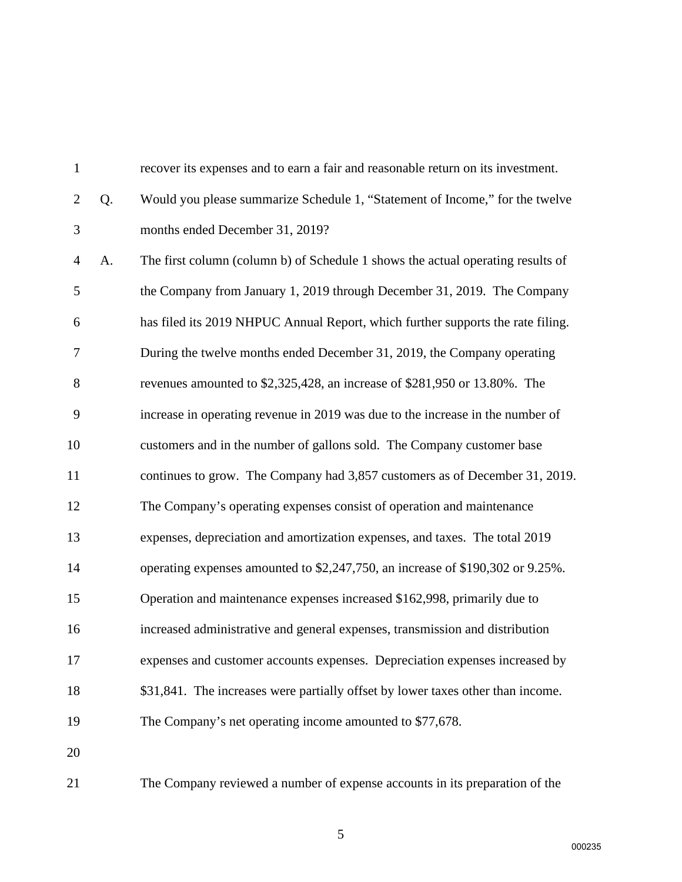recover its expenses and to earn a fair and reasonable return on its investment.

Q. Would you please summarize Schedule 1, "Statement of Income," for the twelve months ended December 31, 2019?

A. The first column (column b) of Schedule 1 shows the actual operating results of the Company from January 1, 2019 through December 31, 2019. The Company has filed its 2019 NHPUC Annual Report, which further supports the rate filing. During the twelve months ended December 31, 2019, the Company operating revenues amounted to $2,325,428, an increase of $281,950 or 13.80%. The increase in operating revenue in 2019 was due to the increase in the number of customers and in the number of gallons sold. The Company customer base continues to grow. The Company had 3,857 customers as of December 31, 2019. The Company's operating expenses consist of operation and maintenance expenses, depreciation and amortization expenses, and taxes. The total 2019 operating expenses amounted to $2,247,750, an increase of $190,302 or 9.25%. Operation and maintenance expenses increased $162,998, primarily due to increased administrative and general expenses, transmission and distribution expenses and customer accounts expenses. Depreciation expenses increased by $31,841. The increases were partially offset by lower taxes other than income. The Company's net operating income amounted to $77,678.

The Company reviewed a number of expense accounts in its preparation of the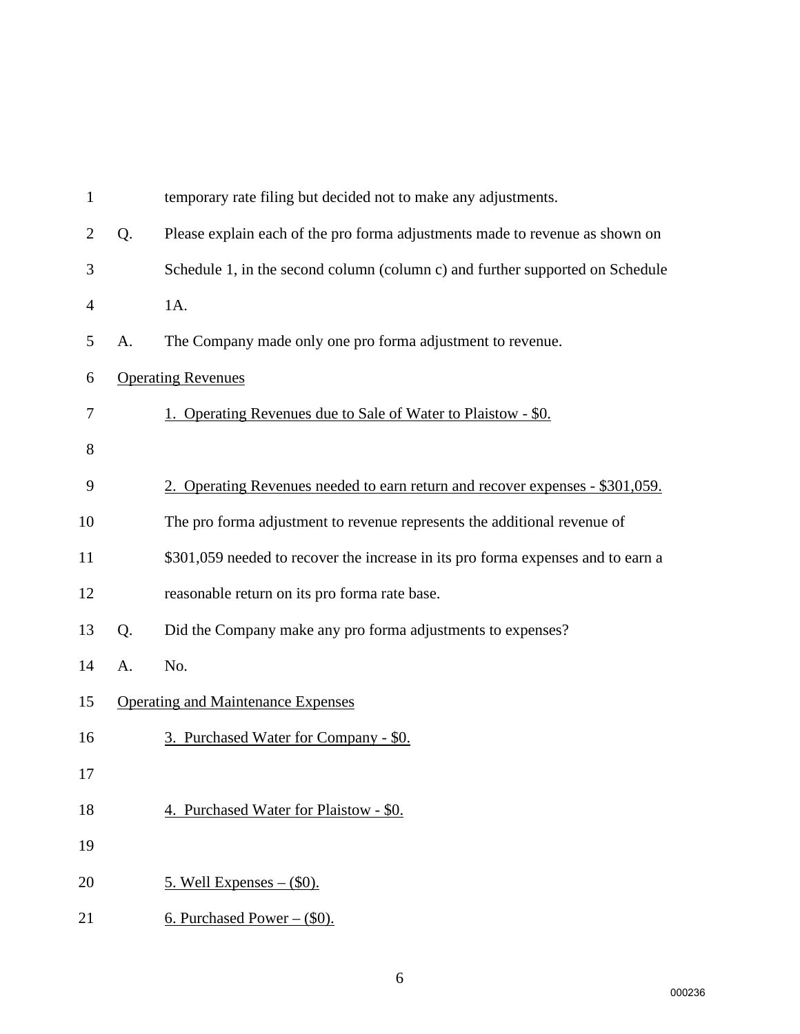temporary rate filing but decided not to make any adjustments.

Q. Please explain each of the pro forma adjustments made to revenue as shown on Schedule 1, in the second column (column c) and further supported on Schedule 1A.

A. The Company made only one pro forma adjustment to revenue.

Operating Revenues

1. Operating Revenues due to Sale of Water to Plaistow - $0.

2. Operating Revenues needed to earn return and recover expenses - $301,059.

The pro forma adjustment to revenue represents the additional revenue of $301,059 needed to recover the increase in its pro forma expenses and to earn a reasonable return on its pro forma rate base.

Q. Did the Company make any pro forma adjustments to expenses?

A. No.

Operating and Maintenance Expenses

3. Purchased Water for Company - $0.

4. Purchased Water for Plaistow - $0.

5. Well Expenses – ($0).

6. Purchased Power – ($0).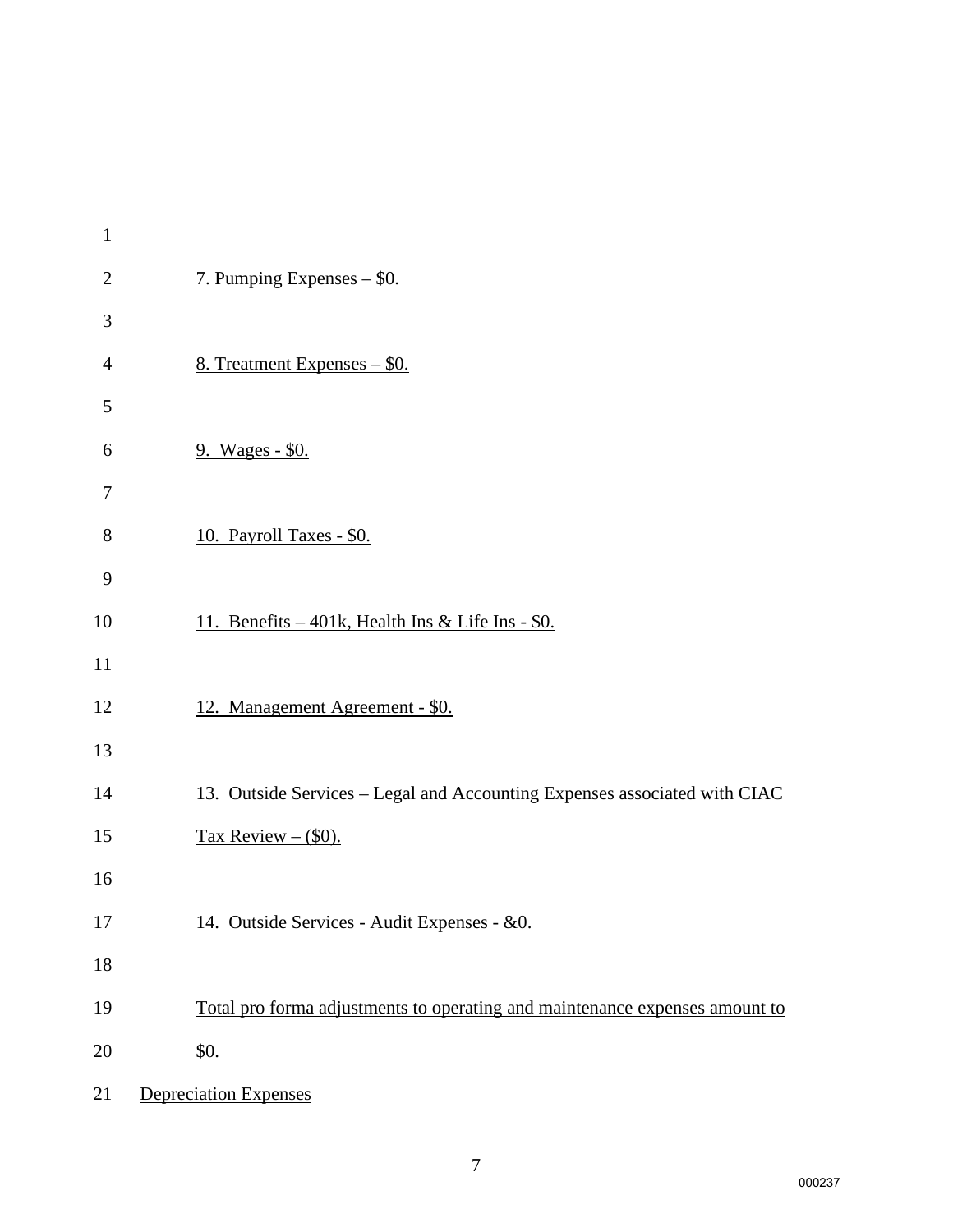7. Pumping Expenses – $0.

8. Treatment Expenses – $0.

9. Wages - $0.

10. Payroll Taxes - $0.

11. Benefits – 401k, Health Ins & Life Ins - $0.

12. Management Agreement - $0.

13. Outside Services – Legal and Accounting Expenses associated with CIAC Tax Review – ($0).

14. Outside Services - Audit Expenses - &0.

Total pro forma adjustments to operating and maintenance expenses amount to $0.

Depreciation Expenses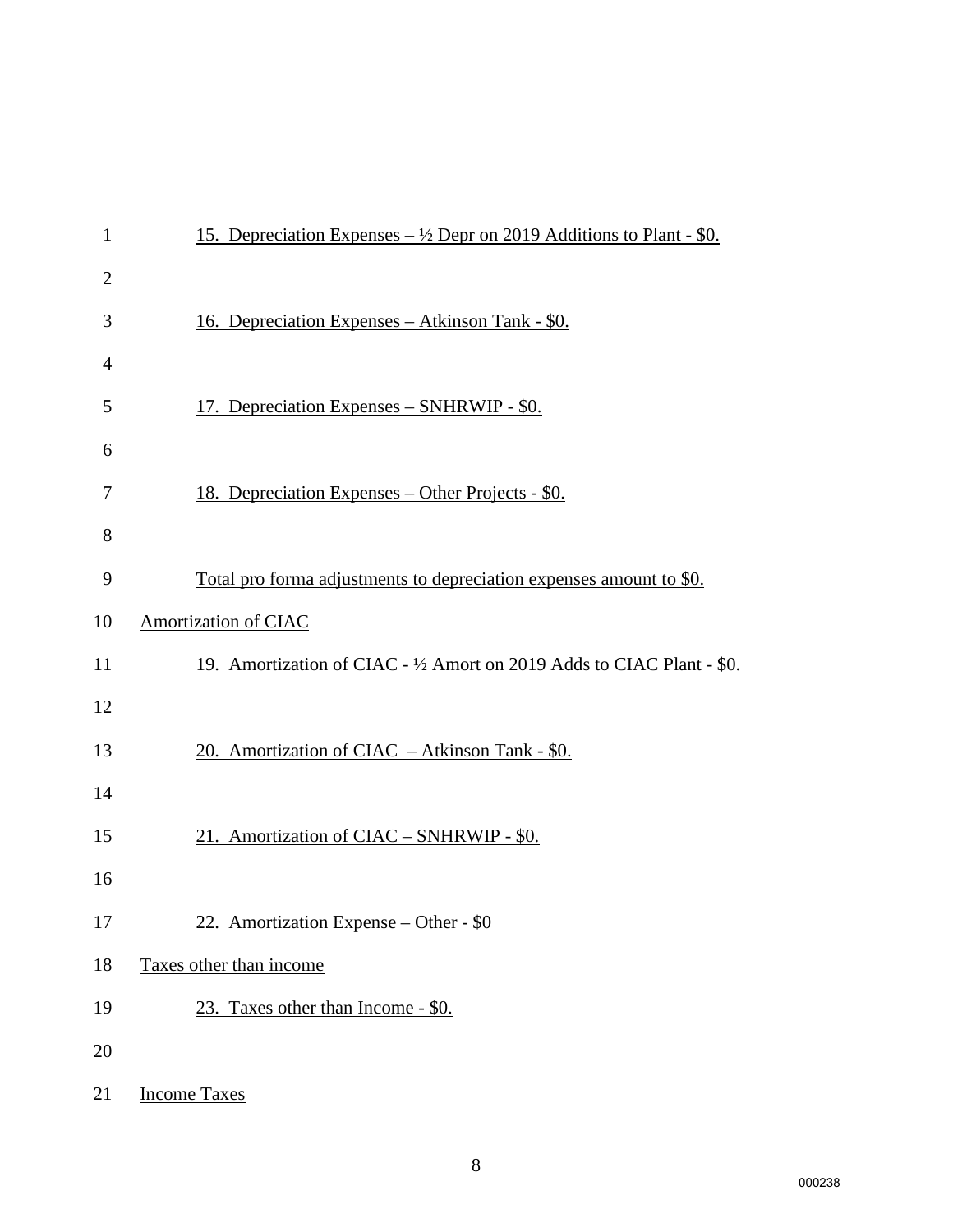15. Depreciation Expenses – ½ Depr on 2019 Additions to Plant - $0.

16. Depreciation Expenses – Atkinson Tank - $0.

17. Depreciation Expenses – SNHRWIP - $0.

18. Depreciation Expenses – Other Projects - $0.

Total pro forma adjustments to depreciation expenses amount to $0.

Amortization of CIAC

19. Amortization of CIAC - ½ Amort on 2019 Adds to CIAC Plant - $0.

20. Amortization of CIAC – Atkinson Tank - $0.

21. Amortization of CIAC – SNHRWIP - $0.

22. Amortization Expense – Other - $0

Taxes other than income

23. Taxes other than Income - $0.

Income Taxes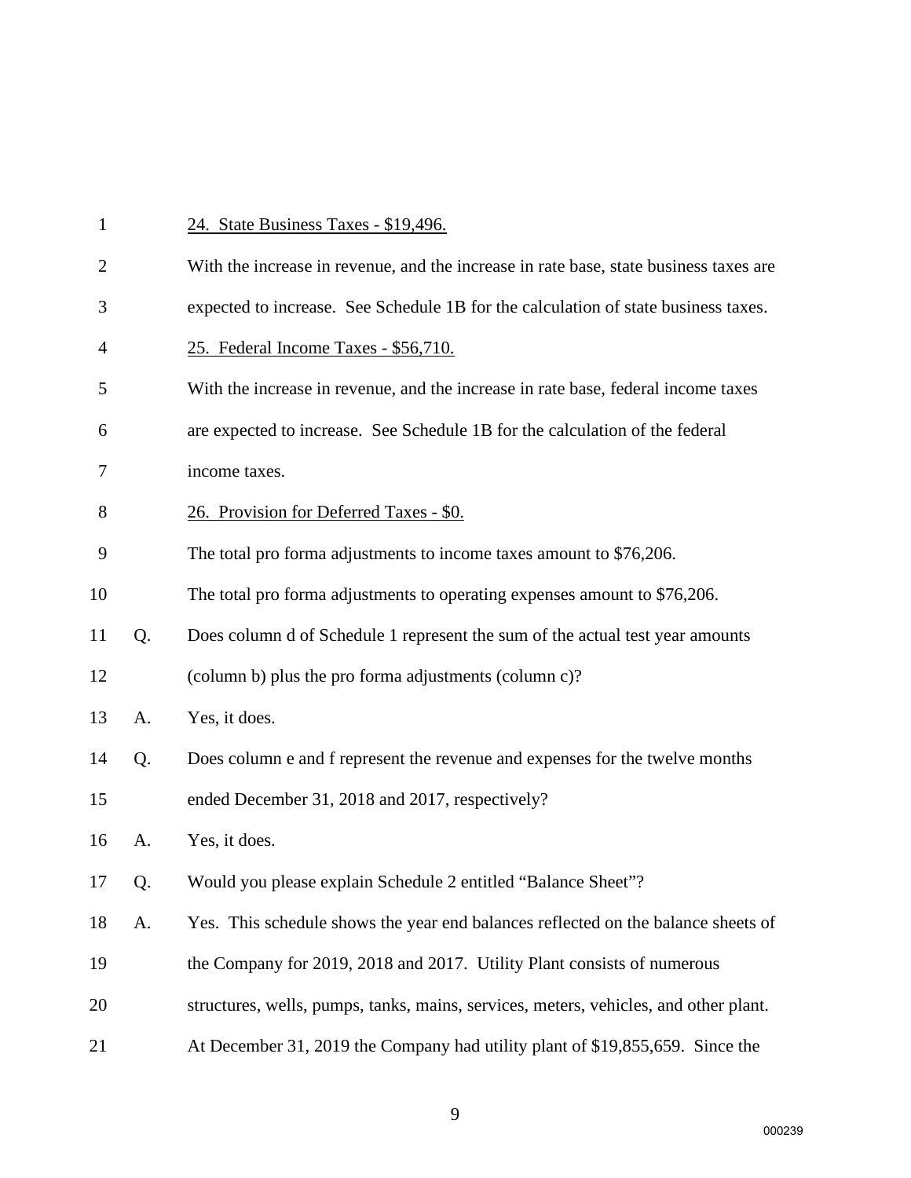<u>24. State Business Taxes - $19,496.</u>

With the increase in revenue, and the increase in rate base, state business taxes are expected to increase. See Schedule 1B for the calculation of state business taxes.

<u>25. Federal Income Taxes - $56,710.</u>

With the increase in revenue, and the increase in rate base, federal income taxes are expected to increase. See Schedule 1B for the calculation of the federal income taxes.

<u>26. Provision for Deferred Taxes - $0.</u>

The total pro forma adjustments to income taxes amount to $76,206.

The total pro forma adjustments to operating expenses amount to $76,206.

Q. Does column d of Schedule 1 represent the sum of the actual test year amounts (column b) plus the pro forma adjustments (column c)?

A. Yes, it does.

Q. Does column e and f represent the revenue and expenses for the twelve months ended December 31, 2018 and 2017, respectively?

A. Yes, it does.

Q. Would you please explain Schedule 2 entitled "Balance Sheet"?

A. Yes. This schedule shows the year end balances reflected on the balance sheets of the Company for 2019, 2018 and 2017. Utility Plant consists of numerous structures, wells, pumps, tanks, mains, services, meters, vehicles, and other plant. At December 31, 2019 the Company had utility plant of $19,855,659. Since the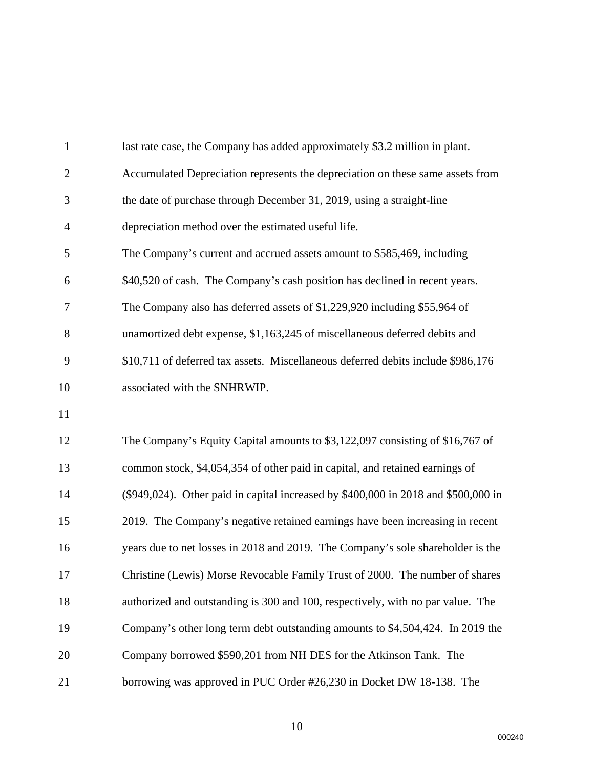last rate case, the Company has added approximately $3.2 million in plant. Accumulated Depreciation represents the depreciation on these same assets from the date of purchase through December 31, 2019, using a straight-line depreciation method over the estimated useful life.

The Company's current and accrued assets amount to $585,469, including $40,520 of cash. The Company's cash position has declined in recent years. The Company also has deferred assets of $1,229,920 including $55,964 of unamortized debt expense, $1,163,245 of miscellaneous deferred debits and $10,711 of deferred tax assets. Miscellaneous deferred debits include $986,176 associated with the SNHRWIP.

The Company's Equity Capital amounts to $3,122,097 consisting of $16,767 of common stock, $4,054,354 of other paid in capital, and retained earnings of ($949,024). Other paid in capital increased by $400,000 in 2018 and $500,000 in 2019. The Company's negative retained earnings have been increasing in recent years due to net losses in 2018 and 2019. The Company's sole shareholder is the Christine (Lewis) Morse Revocable Family Trust of 2000. The number of shares authorized and outstanding is 300 and 100, respectively, with no par value. The Company's other long term debt outstanding amounts to $4,504,424. In 2019 the Company borrowed $590,201 from NH DES for the Atkinson Tank. The borrowing was approved in PUC Order #26,230 in Docket DW 18-138. The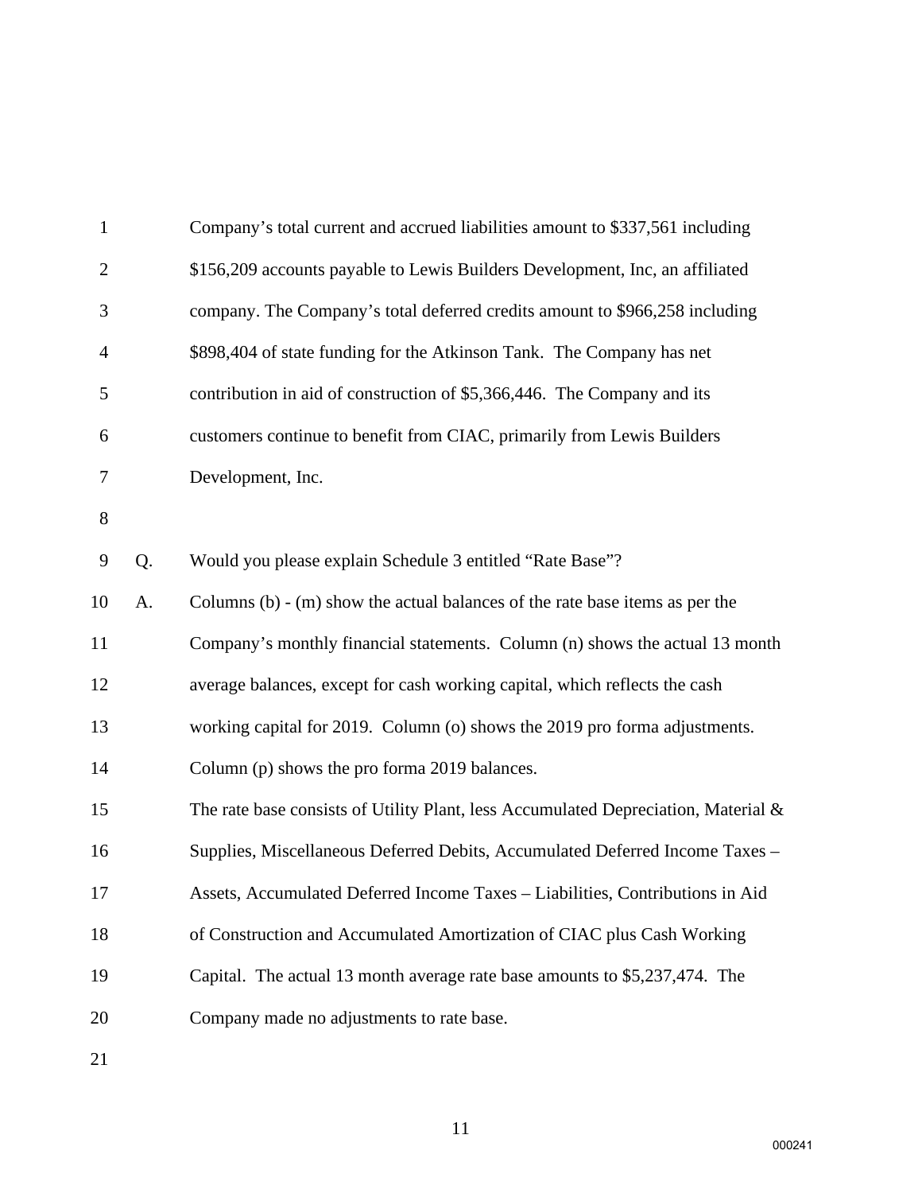Company's total current and accrued liabilities amount to $337,561 including $156,209 accounts payable to Lewis Builders Development, Inc, an affiliated company. The Company's total deferred credits amount to $966,258 including $898,404 of state funding for the Atkinson Tank. The Company has net contribution in aid of construction of $5,366,446. The Company and its customers continue to benefit from CIAC, primarily from Lewis Builders Development, Inc.

Q. Would you please explain Schedule 3 entitled "Rate Base"?

A. Columns (b) - (m) show the actual balances of the rate base items as per the Company's monthly financial statements. Column (n) shows the actual 13 month average balances, except for cash working capital, which reflects the cash working capital for 2019. Column (o) shows the 2019 pro forma adjustments. Column (p) shows the pro forma 2019 balances.

The rate base consists of Utility Plant, less Accumulated Depreciation, Material & Supplies, Miscellaneous Deferred Debits, Accumulated Deferred Income Taxes – Assets, Accumulated Deferred Income Taxes – Liabilities, Contributions in Aid of Construction and Accumulated Amortization of CIAC plus Cash Working Capital. The actual 13 month average rate base amounts to $5,237,474. The Company made no adjustments to rate base.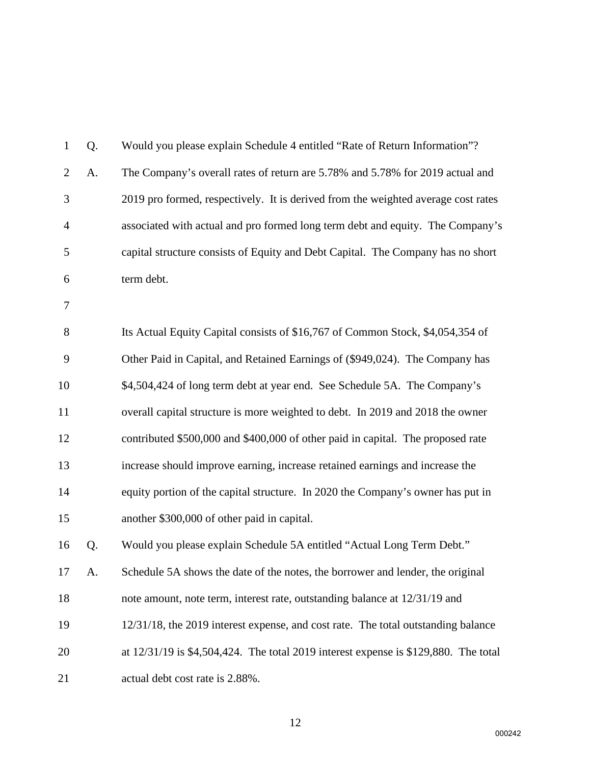Q. Would you please explain Schedule 4 entitled "Rate of Return Information"?

A. The Company's overall rates of return are 5.78% and 5.78% for 2019 actual and 2019 pro formed, respectively. It is derived from the weighted average cost rates associated with actual and pro formed long term debt and equity. The Company's capital structure consists of Equity and Debt Capital. The Company has no short term debt.

Its Actual Equity Capital consists of $16,767 of Common Stock, $4,054,354 of Other Paid in Capital, and Retained Earnings of ($949,024). The Company has $4,504,424 of long term debt at year end. See Schedule 5A. The Company's overall capital structure is more weighted to debt. In 2019 and 2018 the owner contributed $500,000 and $400,000 of other paid in capital. The proposed rate increase should improve earning, increase retained earnings and increase the equity portion of the capital structure. In 2020 the Company's owner has put in another $300,000 of other paid in capital.

Q. Would you please explain Schedule 5A entitled "Actual Long Term Debt."

A. Schedule 5A shows the date of the notes, the borrower and lender, the original note amount, note term, interest rate, outstanding balance at 12/31/19 and 12/31/18, the 2019 interest expense, and cost rate. The total outstanding balance at 12/31/19 is $4,504,424. The total 2019 interest expense is $129,880. The total actual debt cost rate is 2.88%.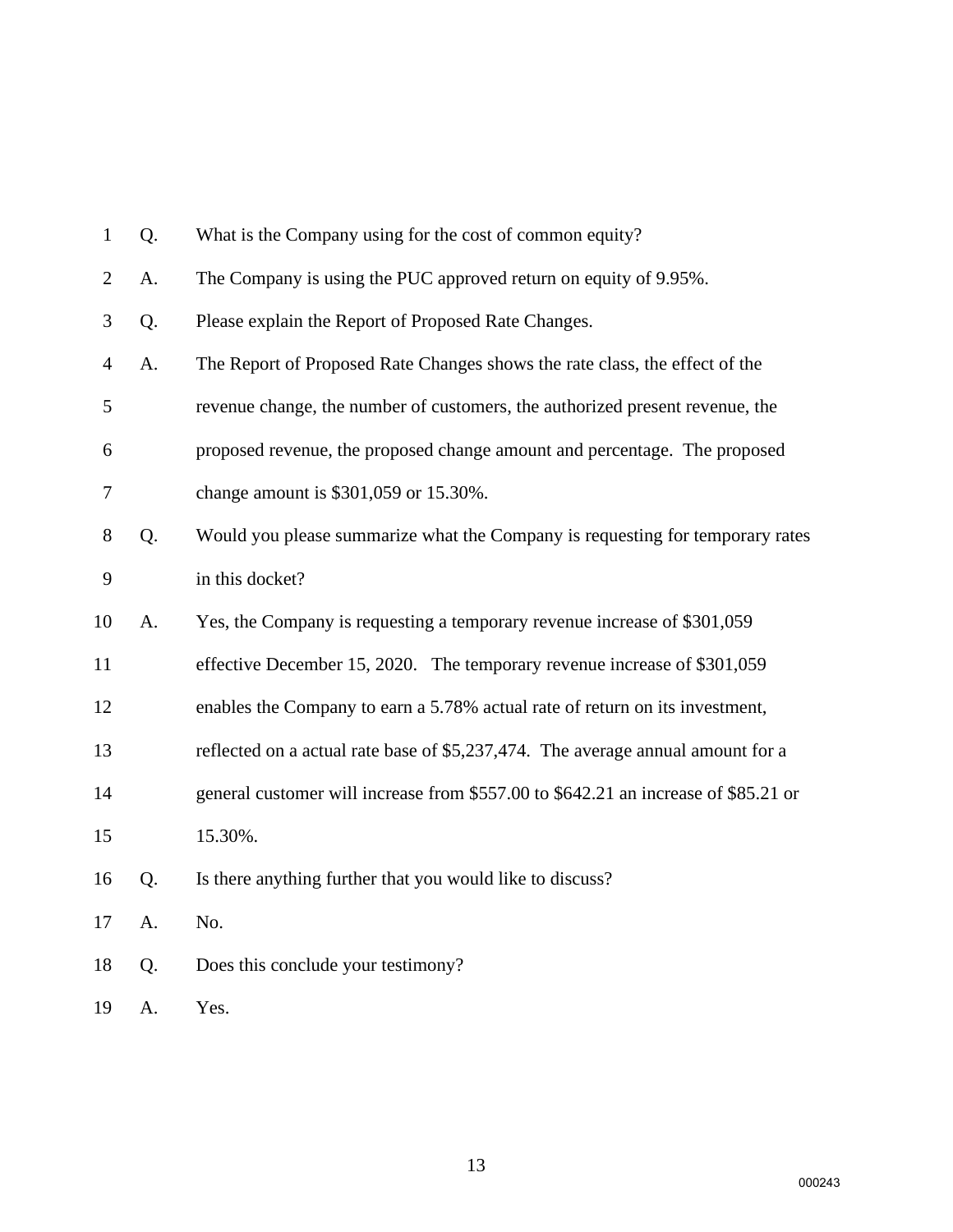Q. What is the Company using for the cost of common equity?

A. The Company is using the PUC approved return on equity of 9.95%.

Q. Please explain the Report of Proposed Rate Changes.

A. The Report of Proposed Rate Changes shows the rate class, the effect of the revenue change, the number of customers, the authorized present revenue, the proposed revenue, the proposed change amount and percentage. The proposed change amount is $301,059 or 15.30%.

Q. Would you please summarize what the Company is requesting for temporary rates in this docket?

A. Yes, the Company is requesting a temporary revenue increase of $301,059 effective December 15, 2020. The temporary revenue increase of $301,059 enables the Company to earn a 5.78% actual rate of return on its investment, reflected on a actual rate base of $5,237,474. The average annual amount for a general customer will increase from $557.00 to $642.21 an increase of $85.21 or 15.30%.

Q. Is there anything further that you would like to discuss?

A. No.

Q. Does this conclude your testimony?

A. Yes.